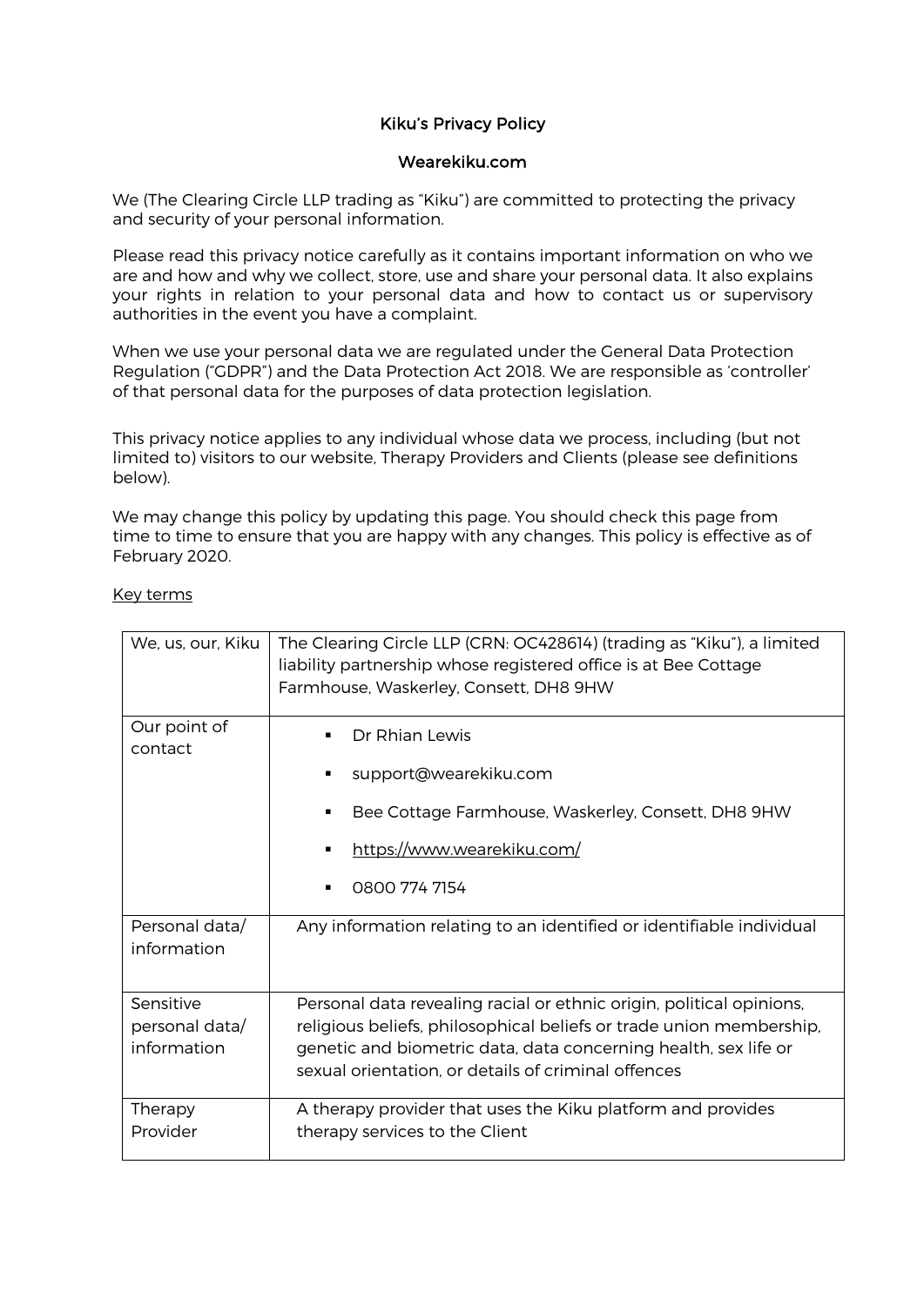# Kiku's Privacy Policy

## Wearekiku.com

We (The Clearing Circle LLP trading as "Kiku") are committed to protecting the privacy and security of your personal information.

Please read this privacy notice carefully as it contains important information on who we are and how and why we collect, store, use and share your personal data. It also explains your rights in relation to your personal data and how to contact us or supervisory authorities in the event you have a complaint.

When we use your personal data we are regulated under the General Data Protection Regulation ("GDPR") and the Data Protection Act 2018. We are responsible as 'controller' of that personal data for the purposes of data protection legislation.

This privacy notice applies to any individual whose data we process, including (but not limited to) visitors to our website, Therapy Providers and Clients (please see definitions below).

We may change this policy by updating this page. You should check this page from time to time to ensure that you are happy with any changes. This policy is effective as of February 2020.

<u>Key terms</u>

| | |
|---|---|
| We, us, our, Kiku | The Clearing Circle LLP (CRN: OC428614) (trading as "Kiku"), a limited liability partnership whose registered office is at Bee Cottage Farmhouse, Waskerley, Consett, DH8 9HW |
| Our point of contact | ▪ Dr Rhian Lewis<br>▪ support@wearekiku.com<br>▪ Bee Cottage Farmhouse, Waskerley, Consett, DH8 9HW<br>▪ https://www.wearekiku.com/<br>▪ 0800 774 7154 |
| Personal data/ information | Any information relating to an identified or identifiable individual |
| Sensitive personal data/ information | Personal data revealing racial or ethnic origin, political opinions, religious beliefs, philosophical beliefs or trade union membership, genetic and biometric data, data concerning health, sex life or sexual orientation, or details of criminal offences |
| Therapy Provider | A therapy provider that uses the Kiku platform and provides therapy services to the Client |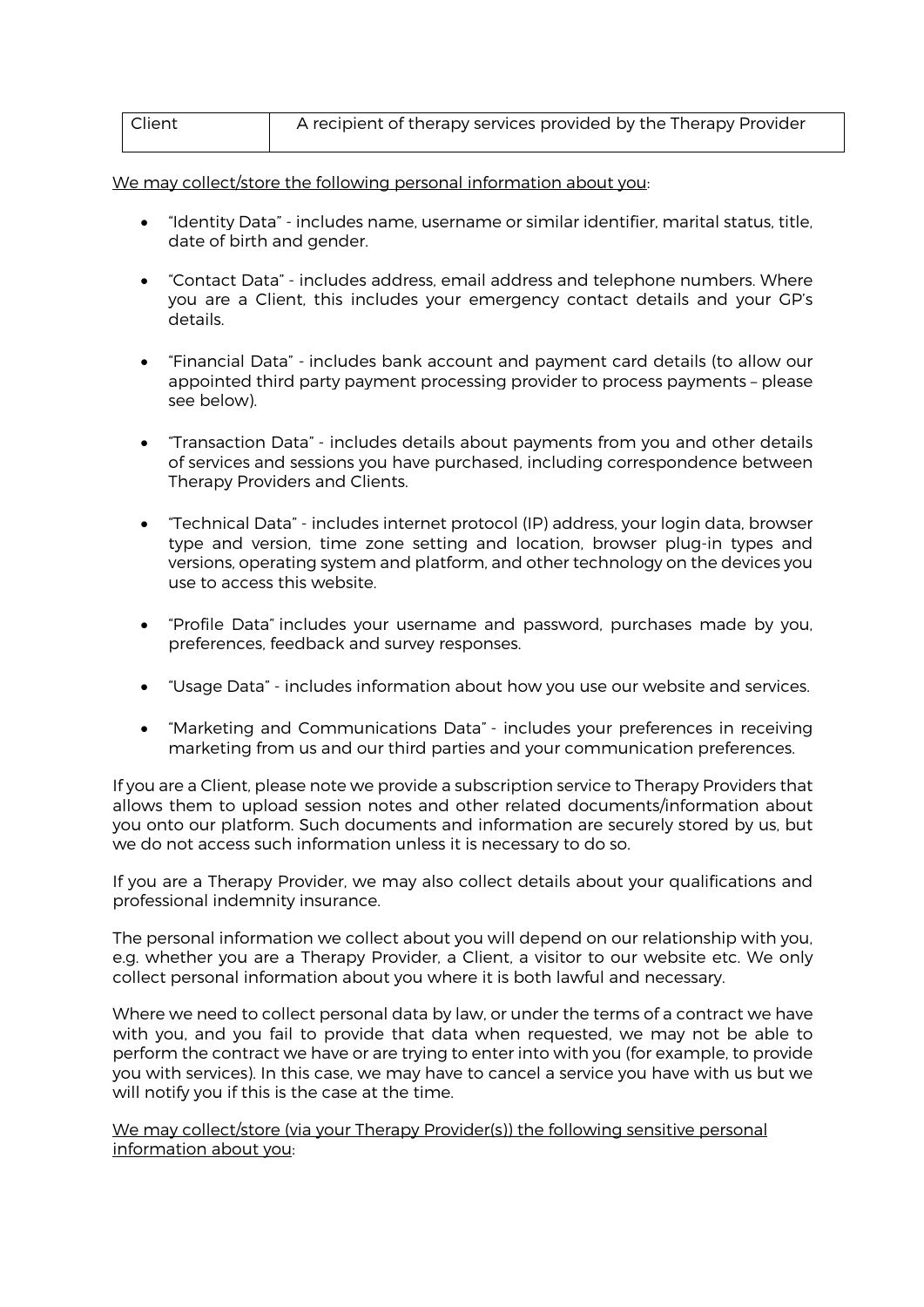| Client | A recipient of therapy services provided by the Therapy Provider |
| --- | --- |

<u>We may collect/store the following personal information about you</u>:

- "Identity Data" - includes name, username or similar identifier, marital status, title, date of birth and gender.
- "Contact Data" - includes address, email address and telephone numbers. Where you are a Client, this includes your emergency contact details and your GP's details.
- "Financial Data" - includes bank account and payment card details (to allow our appointed third party payment processing provider to process payments – please see below).
- "Transaction Data" - includes details about payments from you and other details of services and sessions you have purchased, including correspondence between Therapy Providers and Clients.
- "Technical Data" - includes internet protocol (IP) address, your login data, browser type and version, time zone setting and location, browser plug-in types and versions, operating system and platform, and other technology on the devices you use to access this website.
- "Profile Data" includes your username and password, purchases made by you, preferences, feedback and survey responses.
- "Usage Data" - includes information about how you use our website and services.
- "Marketing and Communications Data" - includes your preferences in receiving marketing from us and our third parties and your communication preferences.

If you are a Client, please note we provide a subscription service to Therapy Providers that allows them to upload session notes and other related documents/information about you onto our platform. Such documents and information are securely stored by us, but we do not access such information unless it is necessary to do so.

If you are a Therapy Provider, we may also collect details about your qualifications and professional indemnity insurance.

The personal information we collect about you will depend on our relationship with you, e.g. whether you are a Therapy Provider, a Client, a visitor to our website etc. We only collect personal information about you where it is both lawful and necessary.

Where we need to collect personal data by law, or under the terms of a contract we have with you, and you fail to provide that data when requested, we may not be able to perform the contract we have or are trying to enter into with you (for example, to provide you with services). In this case, we may have to cancel a service you have with us but we will notify you if this is the case at the time.

<u>We may collect/store (via your Therapy Provider(s)) the following sensitive personal information about you</u>: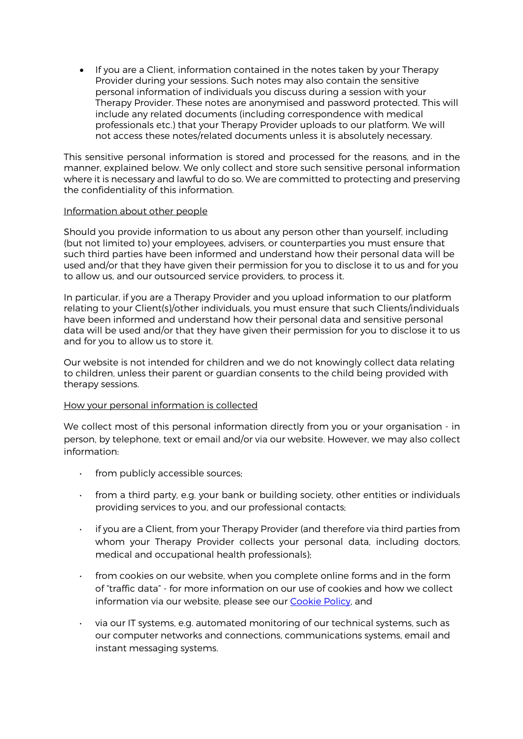- If you are a Client, information contained in the notes taken by your Therapy Provider during your sessions. Such notes may also contain the sensitive personal information of individuals you discuss during a session with your Therapy Provider. These notes are anonymised and password protected. This will include any related documents (including correspondence with medical professionals etc.) that your Therapy Provider uploads to our platform. We will not access these notes/related documents unless it is absolutely necessary.

This sensitive personal information is stored and processed for the reasons, and in the manner, explained below. We only collect and store such sensitive personal information where it is necessary and lawful to do so. We are committed to protecting and preserving the confidentiality of this information.

<u>Information about other people</u>

Should you provide information to us about any person other than yourself, including (but not limited to) your employees, advisers, or counterparties you must ensure that such third parties have been informed and understand how their personal data will be used and/or that they have given their permission for you to disclose it to us and for you to allow us, and our outsourced service providers, to process it.

In particular, if you are a Therapy Provider and you upload information to our platform relating to your Client(s)/other individuals, you must ensure that such Clients/individuals have been informed and understand how their personal data and sensitive personal data will be used and/or that they have given their permission for you to disclose it to us and for you to allow us to store it.

Our website is not intended for children and we do not knowingly collect data relating to children, unless their parent or guardian consents to the child being provided with therapy sessions.

<u>How your personal information is collected</u>

We collect most of this personal information directly from you or your organisation - in person, by telephone, text or email and/or via our website. However, we may also collect information:

- from publicly accessible sources;
- from a third party, e.g. your bank or building society, other entities or individuals providing services to you, and our professional contacts;
- if you are a Client, from your Therapy Provider (and therefore via third parties from whom your Therapy Provider collects your personal data, including doctors, medical and occupational health professionals);
- from cookies on our website, when you complete online forms and in the form of "traffic data" - for more information on our use of cookies and how we collect information via our website, please see our Cookie Policy, and
- via our IT systems, e.g. automated monitoring of our technical systems, such as our computer networks and connections, communications systems, email and instant messaging systems.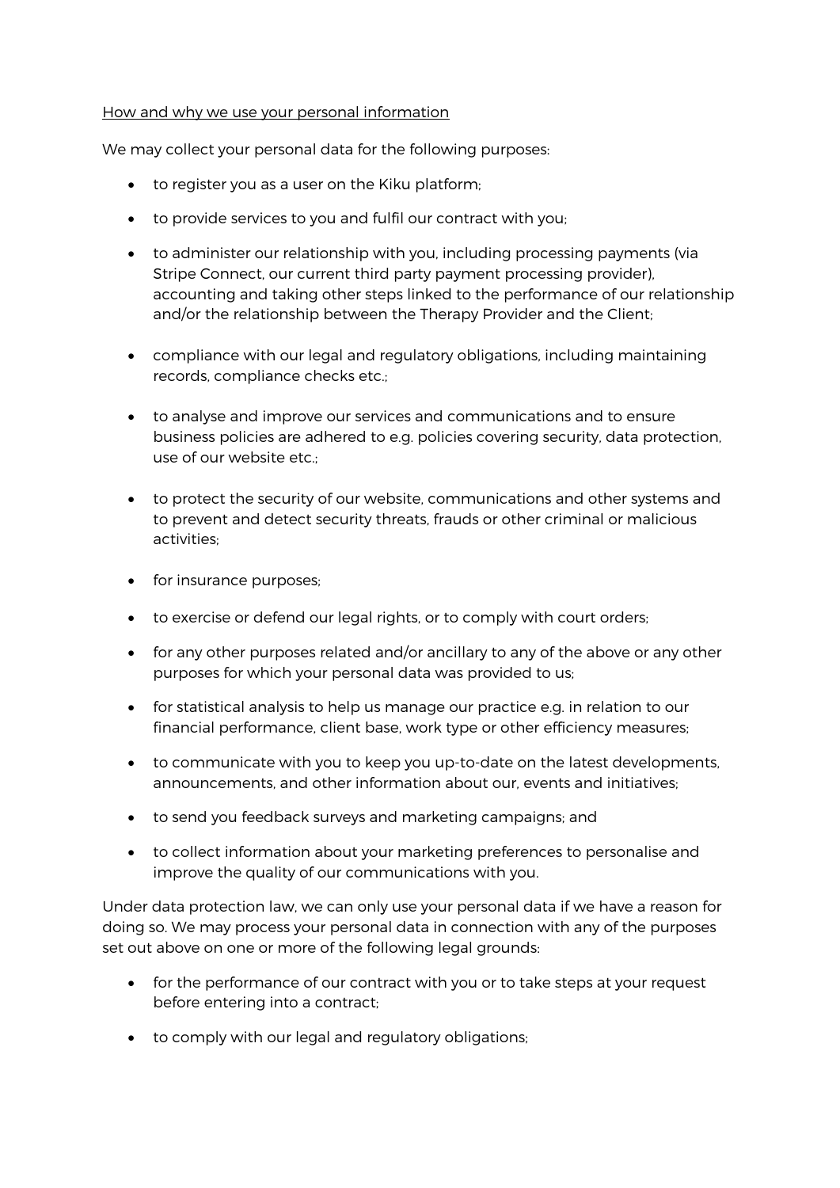<u>How and why we use your personal information</u>

We may collect your personal data for the following purposes:

- to register you as a user on the Kiku platform;
- to provide services to you and fulfil our contract with you;
- to administer our relationship with you, including processing payments (via Stripe Connect, our current third party payment processing provider), accounting and taking other steps linked to the performance of our relationship and/or the relationship between the Therapy Provider and the Client;
- compliance with our legal and regulatory obligations, including maintaining records, compliance checks etc.;
- to analyse and improve our services and communications and to ensure business policies are adhered to e.g. policies covering security, data protection, use of our website etc.;
- to protect the security of our website, communications and other systems and to prevent and detect security threats, frauds or other criminal or malicious activities;
- for insurance purposes;
- to exercise or defend our legal rights, or to comply with court orders;
- for any other purposes related and/or ancillary to any of the above or any other purposes for which your personal data was provided to us;
- for statistical analysis to help us manage our practice e.g. in relation to our financial performance, client base, work type or other efficiency measures;
- to communicate with you to keep you up-to-date on the latest developments, announcements, and other information about our, events and initiatives;
- to send you feedback surveys and marketing campaigns; and
- to collect information about your marketing preferences to personalise and improve the quality of our communications with you.

Under data protection law, we can only use your personal data if we have a reason for doing so. We may process your personal data in connection with any of the purposes set out above on one or more of the following legal grounds:

- for the performance of our contract with you or to take steps at your request before entering into a contract;
- to comply with our legal and regulatory obligations;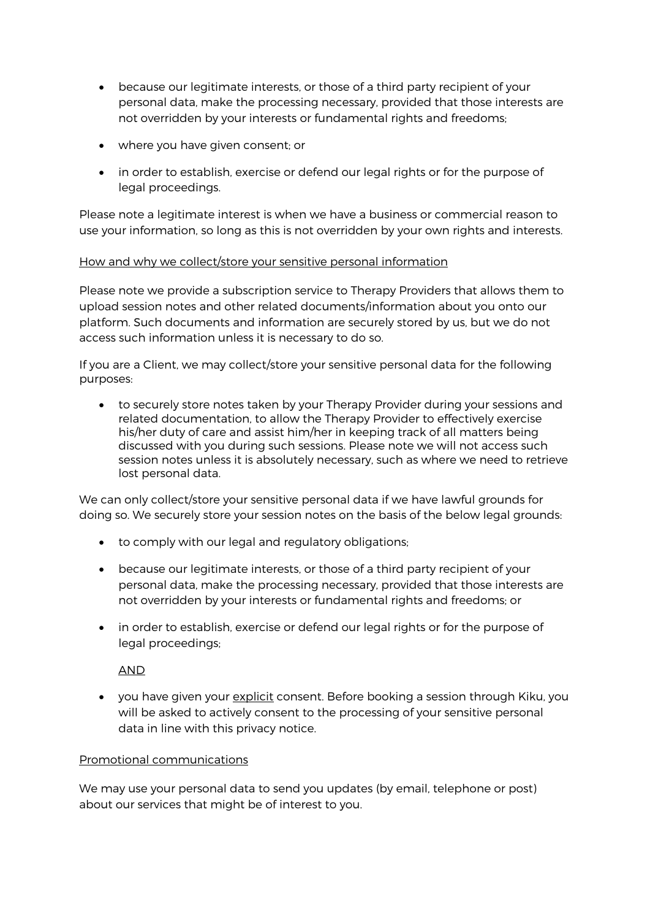- because our legitimate interests, or those of a third party recipient of your personal data, make the processing necessary, provided that those interests are not overridden by your interests or fundamental rights and freedoms;
- where you have given consent; or
- in order to establish, exercise or defend our legal rights or for the purpose of legal proceedings.

Please note a legitimate interest is when we have a business or commercial reason to use your information, so long as this is not overridden by your own rights and interests.

<u>How and why we collect/store your sensitive personal information</u>

Please note we provide a subscription service to Therapy Providers that allows them to upload session notes and other related documents/information about you onto our platform. Such documents and information are securely stored by us, but we do not access such information unless it is necessary to do so.

If you are a Client, we may collect/store your sensitive personal data for the following purposes:

- to securely store notes taken by your Therapy Provider during your sessions and related documentation, to allow the Therapy Provider to effectively exercise his/her duty of care and assist him/her in keeping track of all matters being discussed with you during such sessions. Please note we will not access such session notes unless it is absolutely necessary, such as where we need to retrieve lost personal data.

We can only collect/store your sensitive personal data if we have lawful grounds for doing so. We securely store your session notes on the basis of the below legal grounds:

- to comply with our legal and regulatory obligations;
- because our legitimate interests, or those of a third party recipient of your personal data, make the processing necessary, provided that those interests are not overridden by your interests or fundamental rights and freedoms; or
- in order to establish, exercise or defend our legal rights or for the purpose of legal proceedings;

  <u>AND</u>

- you have given your <u>explicit</u> consent. Before booking a session through Kiku, you will be asked to actively consent to the processing of your sensitive personal data in line with this privacy notice.

<u>Promotional communications</u>

We may use your personal data to send you updates (by email, telephone or post) about our services that might be of interest to you.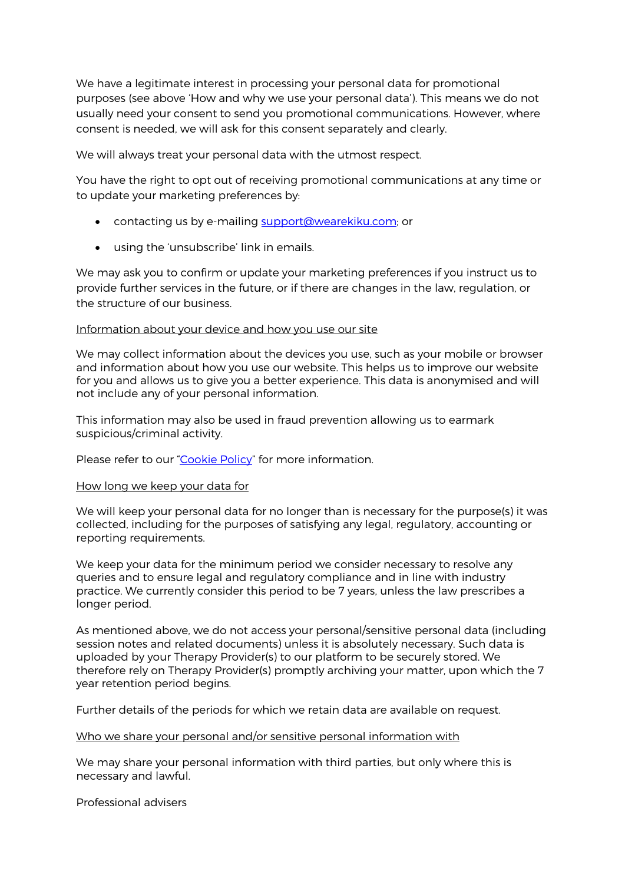We have a legitimate interest in processing your personal data for promotional purposes (see above 'How and why we use your personal data'). This means we do not usually need your consent to send you promotional communications. However, where consent is needed, we will ask for this consent separately and clearly.

We will always treat your personal data with the utmost respect.

You have the right to opt out of receiving promotional communications at any time or to update your marketing preferences by:

- contacting us by e-mailing support@wearekiku.com; or
- using the 'unsubscribe' link in emails.

We may ask you to confirm or update your marketing preferences if you instruct us to provide further services in the future, or if there are changes in the law, regulation, or the structure of our business.

Information about your device and how you use our site

We may collect information about the devices you use, such as your mobile or browser and information about how you use our website. This helps us to improve our website for you and allows us to give you a better experience. This data is anonymised and will not include any of your personal information.

This information may also be used in fraud prevention allowing us to earmark suspicious/criminal activity.

Please refer to our "Cookie Policy" for more information.

How long we keep your data for

We will keep your personal data for no longer than is necessary for the purpose(s) it was collected, including for the purposes of satisfying any legal, regulatory, accounting or reporting requirements.

We keep your data for the minimum period we consider necessary to resolve any queries and to ensure legal and regulatory compliance and in line with industry practice. We currently consider this period to be 7 years, unless the law prescribes a longer period.

As mentioned above, we do not access your personal/sensitive personal data (including session notes and related documents) unless it is absolutely necessary. Such data is uploaded by your Therapy Provider(s) to our platform to be securely stored. We therefore rely on Therapy Provider(s) promptly archiving your matter, upon which the 7 year retention period begins.

Further details of the periods for which we retain data are available on request.

Who we share your personal and/or sensitive personal information with

We may share your personal information with third parties, but only where this is necessary and lawful.

Professional advisers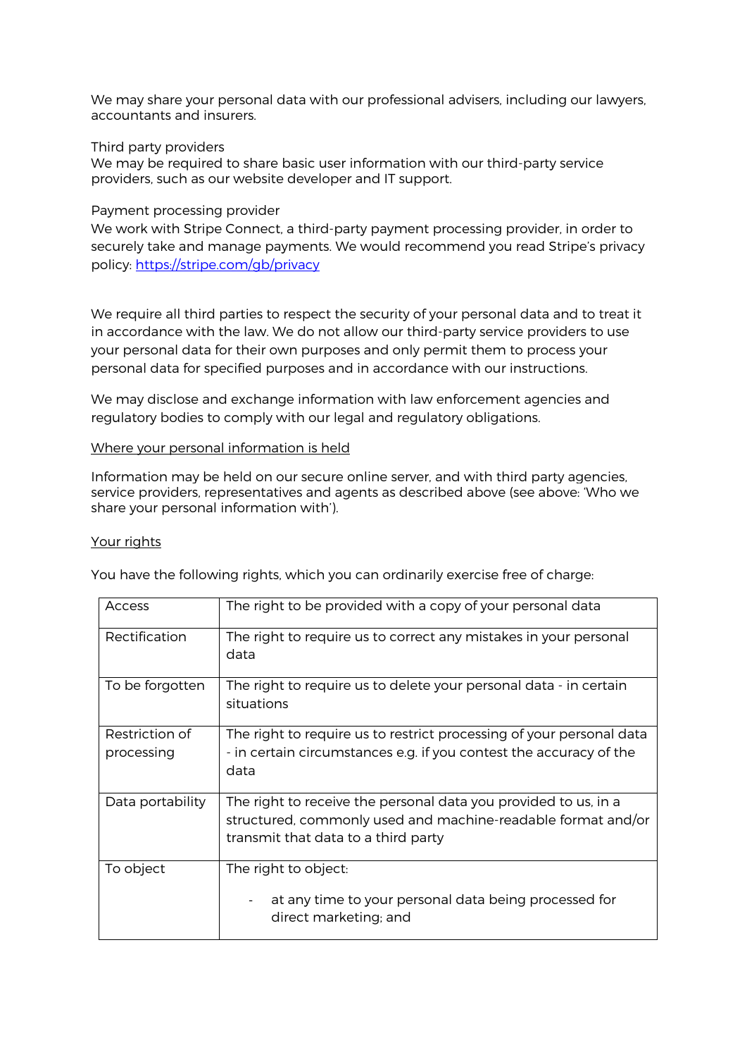We may share your personal data with our professional advisers, including our lawyers, accountants and insurers.

Third party providers
We may be required to share basic user information with our third-party service providers, such as our website developer and IT support.

Payment processing provider
We work with Stripe Connect, a third-party payment processing provider, in order to securely take and manage payments. We would recommend you read Stripe's privacy policy: [https://stripe.com/gb/privacy](https://stripe.com/gb/privacy)

We require all third parties to respect the security of your personal data and to treat it in accordance with the law. We do not allow our third-party service providers to use your personal data for their own purposes and only permit them to process your personal data for specified purposes and in accordance with our instructions.

We may disclose and exchange information with law enforcement agencies and regulatory bodies to comply with our legal and regulatory obligations.

## Where your personal information is held

Information may be held on our secure online server, and with third party agencies, service providers, representatives and agents as described above (see above: 'Who we share your personal information with').

## Your rights

You have the following rights, which you can ordinarily exercise free of charge:

| | |
|---|---|
| Access | The right to be provided with a copy of your personal data |
| Rectification | The right to require us to correct any mistakes in your personal data |
| To be forgotten | The right to require us to delete your personal data - in certain situations |
| Restriction of processing | The right to require us to restrict processing of your personal data - in certain circumstances e.g. if you contest the accuracy of the data |
| Data portability | The right to receive the personal data you provided to us, in a structured, commonly used and machine-readable format and/or transmit that data to a third party |
| To object | The right to object: <br> - at any time to your personal data being processed for direct marketing; and |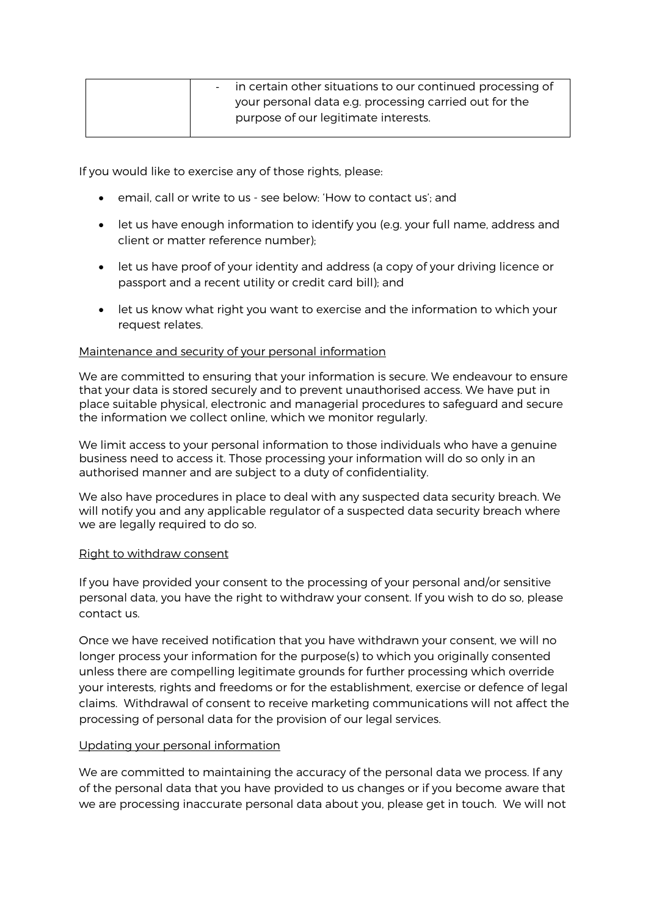|  | - in certain other situations to our continued processing of your personal data e.g. processing carried out for the purpose of our legitimate interests. |
| --- | --- |

If you would like to exercise any of those rights, please:

- email, call or write to us - see below: 'How to contact us'; and
- let us have enough information to identify you (e.g. your full name, address and client or matter reference number);
- let us have proof of your identity and address (a copy of your driving licence or passport and a recent utility or credit card bill); and
- let us know what right you want to exercise and the information to which your request relates.

<u>Maintenance and security of your personal information</u>

We are committed to ensuring that your information is secure. We endeavour to ensure that your data is stored securely and to prevent unauthorised access. We have put in place suitable physical, electronic and managerial procedures to safeguard and secure the information we collect online, which we monitor regularly.

We limit access to your personal information to those individuals who have a genuine business need to access it. Those processing your information will do so only in an authorised manner and are subject to a duty of confidentiality.

We also have procedures in place to deal with any suspected data security breach. We will notify you and any applicable regulator of a suspected data security breach where we are legally required to do so.

<u>Right to withdraw consent</u>

If you have provided your consent to the processing of your personal and/or sensitive personal data, you have the right to withdraw your consent. If you wish to do so, please contact us.

Once we have received notification that you have withdrawn your consent, we will no longer process your information for the purpose(s) to which you originally consented unless there are compelling legitimate grounds for further processing which override your interests, rights and freedoms or for the establishment, exercise or defence of legal claims. Withdrawal of consent to receive marketing communications will not affect the processing of personal data for the provision of our legal services.

<u>Updating your personal information</u>

We are committed to maintaining the accuracy of the personal data we process. If any of the personal data that you have provided to us changes or if you become aware that we are processing inaccurate personal data about you, please get in touch. We will not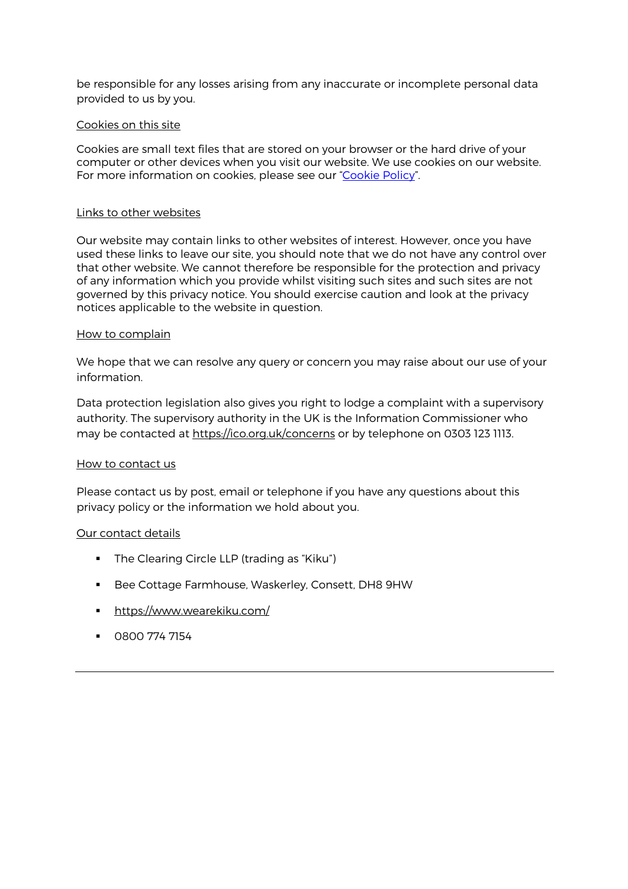be responsible for any losses arising from any inaccurate or incomplete personal data provided to us by you.

## Cookies on this site

Cookies are small text files that are stored on your browser or the hard drive of your computer or other devices when you visit our website. We use cookies on our website. For more information on cookies, please see our "Cookie Policy".

## Links to other websites

Our website may contain links to other websites of interest. However, once you have used these links to leave our site, you should note that we do not have any control over that other website. We cannot therefore be responsible for the protection and privacy of any information which you provide whilst visiting such sites and such sites are not governed by this privacy notice. You should exercise caution and look at the privacy notices applicable to the website in question.

## How to complain

We hope that we can resolve any query or concern you may raise about our use of your information.

Data protection legislation also gives you right to lodge a complaint with a supervisory authority. The supervisory authority in the UK is the Information Commissioner who may be contacted at https://ico.org.uk/concerns or by telephone on 0303 123 1113.

## How to contact us

Please contact us by post, email or telephone if you have any questions about this privacy policy or the information we hold about you.

## Our contact details

- The Clearing Circle LLP (trading as "Kiku")
- Bee Cottage Farmhouse, Waskerley, Consett, DH8 9HW
- https://www.wearekiku.com/
- 0800 774 7154